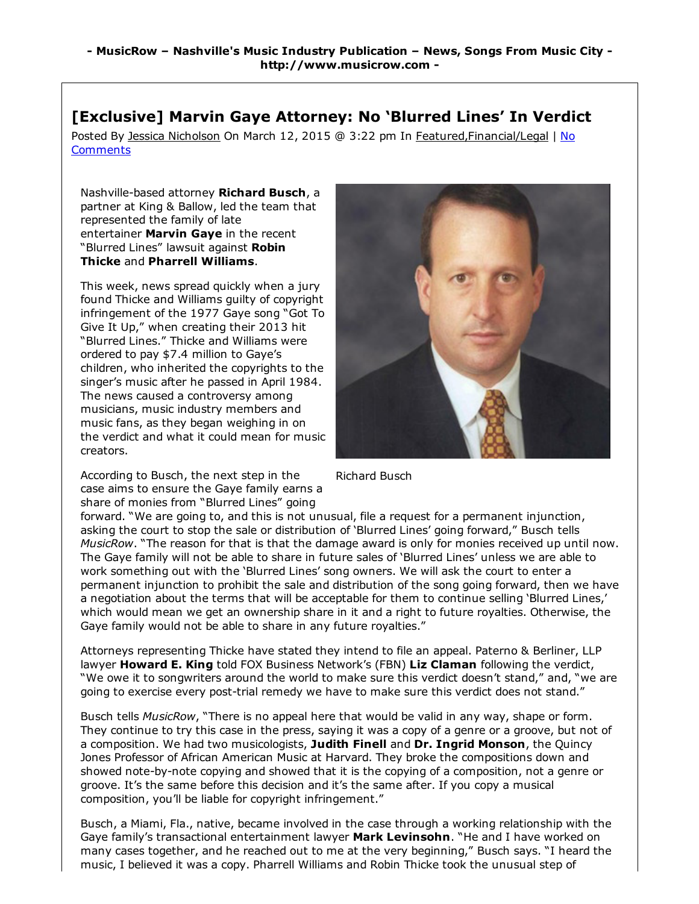# [Exclusive] Marvin Gaye Attorney: No 'Blurred Lines' In Verdict

Posted By Jessica Nicholson On March 12, 2015 @ 3:22 pm In Featured,Financial/Legal | No Comments

Nashville-based attorney **Richard Busch**, a partner at King & Ballow, led the team that represented the family of late entertainer **Marvin Gaye** in the recent "Blurred Lines" lawsuit against **Robin Thicke** and **Pharrell Williams**.

This week, news spread quickly when a jury found Thicke and Williams guilty of copyright infringement of the 1977 Gaye song "Got To Give It Up," when creating their 2013 hit "Blurred Lines." Thicke and Williams were ordered to pay $7.4 million to Gaye's children, who inherited the copyrights to the singer's music after he passed in April 1984. The news caused a controversy among musicians, music industry members and music fans, as they began weighing in on the verdict and what it could mean for music creators.

Richard Busch

According to Busch, the next step in the case aims to ensure the Gaye family earns a share of monies from "Blurred Lines" going forward. "We are going to, and this is not unusual, file a request for a permanent injunction, asking the court to stop the sale or distribution of 'Blurred Lines' going forward," Busch tells *MusicRow*. "The reason for that is that the damage award is only for monies received up until now. The Gaye family will not be able to share in future sales of 'Blurred Lines' unless we are able to work something out with the 'Blurred Lines' song owners. We will ask the court to enter a permanent injunction to prohibit the sale and distribution of the song going forward, then we have a negotiation about the terms that will be acceptable for them to continue selling 'Blurred Lines,' which would mean we get an ownership share in it and a right to future royalties. Otherwise, the Gaye family would not be able to share in any future royalties."

Attorneys representing Thicke have stated they intend to file an appeal. Paterno & Berliner, LLP lawyer **Howard E. King** told FOX Business Network's (FBN) **Liz Claman** following the verdict, "We owe it to songwriters around the world to make sure this verdict doesn't stand," and, "we are going to exercise every post-trial remedy we have to make sure this verdict does not stand."

Busch tells *MusicRow*, "There is no appeal here that would be valid in any way, shape or form. They continue to try this case in the press, saying it was a copy of a genre or a groove, but not of a composition. We had two musicologists, **Judith Finell** and **Dr. Ingrid Monson**, the Quincy Jones Professor of African American Music at Harvard. They broke the compositions down and showed note-by-note copying and showed that it is the copying of a composition, not a genre or groove. It's the same before this decision and it's the same after. If you copy a musical composition, you'll be liable for copyright infringement."

Busch, a Miami, Fla., native, became involved in the case through a working relationship with the Gaye family's transactional entertainment lawyer **Mark Levinsohn**. "He and I have worked on many cases together, and he reached out to me at the very beginning," Busch says. "I heard the music, I believed it was a copy. Pharrell Williams and Robin Thicke took the unusual step of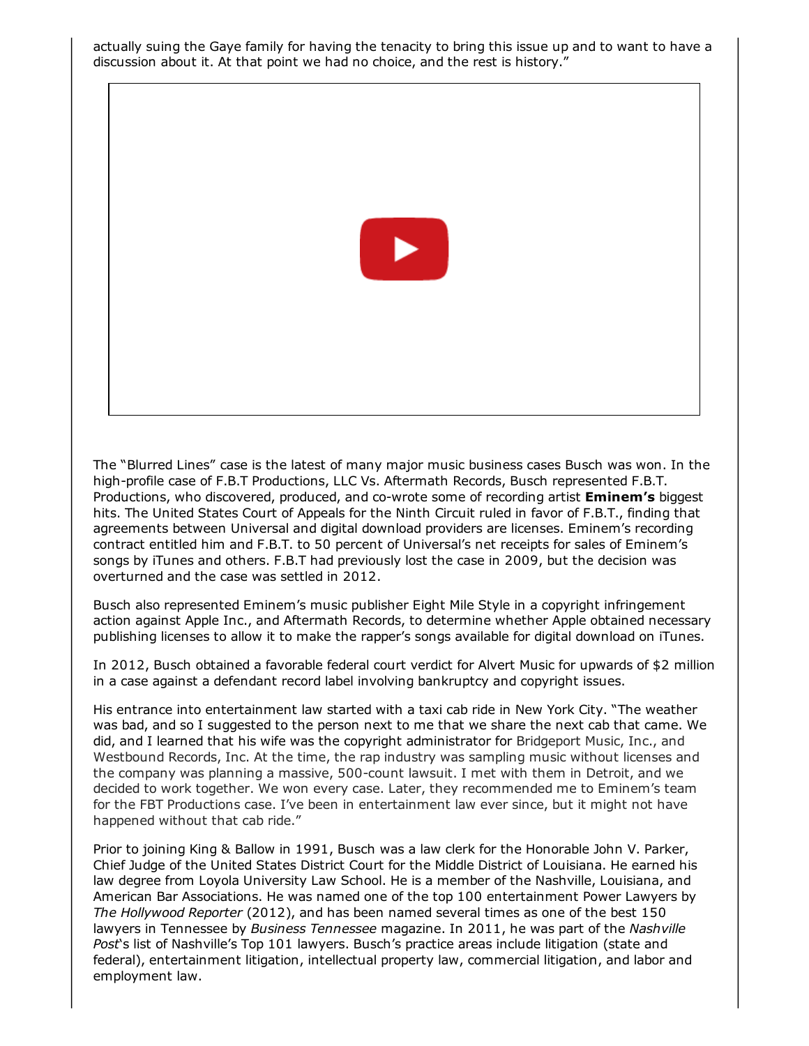actually suing the Gaye family for having the tenacity to bring this issue up and to want to have a discussion about it. At that point we had no choice, and the rest is history."

The "Blurred Lines" case is the latest of many major music business cases Busch was won. In the high-profile case of F.B.T Productions, LLC Vs. Aftermath Records, Busch represented F.B.T. Productions, who discovered, produced, and co-wrote some of recording artist **Eminem's** biggest hits. The United States Court of Appeals for the Ninth Circuit ruled in favor of F.B.T., finding that agreements between Universal and digital download providers are licenses. Eminem's recording contract entitled him and F.B.T. to 50 percent of Universal's net receipts for sales of Eminem's songs by iTunes and others. F.B.T had previously lost the case in 2009, but the decision was overturned and the case was settled in 2012.

Busch also represented Eminem's music publisher Eight Mile Style in a copyright infringement action against Apple Inc., and Aftermath Records, to determine whether Apple obtained necessary publishing licenses to allow it to make the rapper's songs available for digital download on iTunes.

In 2012, Busch obtained a favorable federal court verdict for Alvert Music for upwards of $2 million in a case against a defendant record label involving bankruptcy and copyright issues.

His entrance into entertainment law started with a taxi cab ride in New York City. "The weather was bad, and so I suggested to the person next to me that we share the next cab that came. We did, and I learned that his wife was the copyright administrator for Bridgeport Music, Inc., and Westbound Records, Inc. At the time, the rap industry was sampling music without licenses and the company was planning a massive, 500-count lawsuit. I met with them in Detroit, and we decided to work together. We won every case. Later, they recommended me to Eminem's team for the FBT Productions case. I've been in entertainment law ever since, but it might not have happened without that cab ride."

Prior to joining King & Ballow in 1991, Busch was a law clerk for the Honorable John V. Parker, Chief Judge of the United States District Court for the Middle District of Louisiana. He earned his law degree from Loyola University Law School. He is a member of the Nashville, Louisiana, and American Bar Associations. He was named one of the top 100 entertainment Power Lawyers by *The Hollywood Reporter* (2012), and has been named several times as one of the best 150 lawyers in Tennessee by *Business Tennessee* magazine. In 2011, he was part of the *Nashville Post*'s list of Nashville's Top 101 lawyers. Busch's practice areas include litigation (state and federal), entertainment litigation, intellectual property law, commercial litigation, and labor and employment law.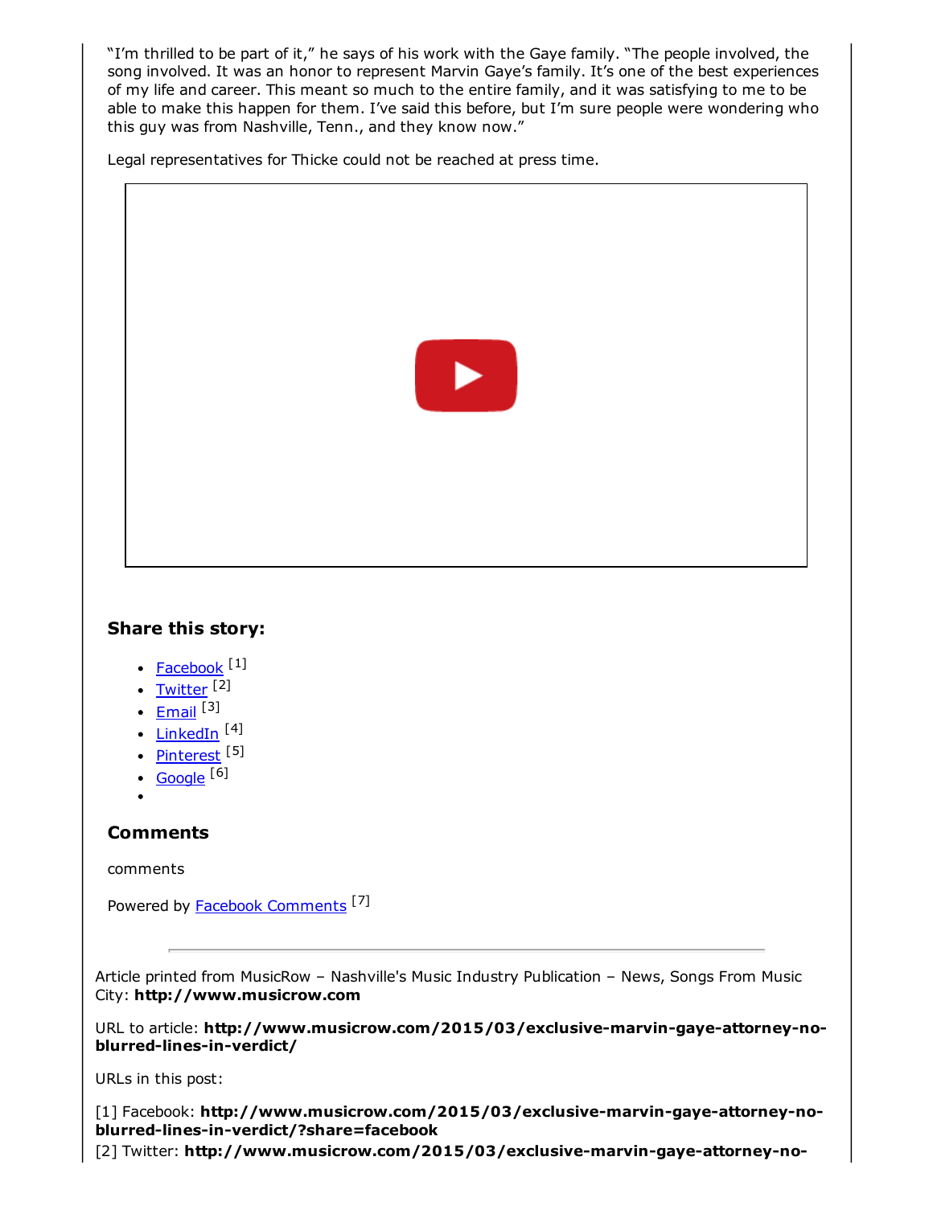"I'm thrilled to be part of it," he says of his work with the Gaye family. "The people involved, the song involved. It was an honor to represent Marvin Gaye's family. It's one of the best experiences of my life and career. This meant so much to the entire family, and it was satisfying to me to be able to make this happen for them. I've said this before, but I'm sure people were wondering who this guy was from Nashville, Tenn., and they know now."

Legal representatives for Thicke could not be reached at press time.

### Share this story:

- Facebook [1]
- Twitter [2]
- Email [3]
- LinkedIn [4]
- Pinterest [5]
- Google [6]
-

### Comments

comments

Powered by Facebook Comments [7]

---

Article printed from MusicRow – Nashville's Music Industry Publication – News, Songs From Music City: **http://www.musicrow.com**

URL to article: **http://www.musicrow.com/2015/03/exclusive-marvin-gaye-attorney-no-blurred-lines-in-verdict/**

URLs in this post:

[1] Facebook: **http://www.musicrow.com/2015/03/exclusive-marvin-gaye-attorney-no-blurred-lines-in-verdict/?share=facebook**
[2] Twitter: **http://www.musicrow.com/2015/03/exclusive-marvin-gaye-attorney-no-**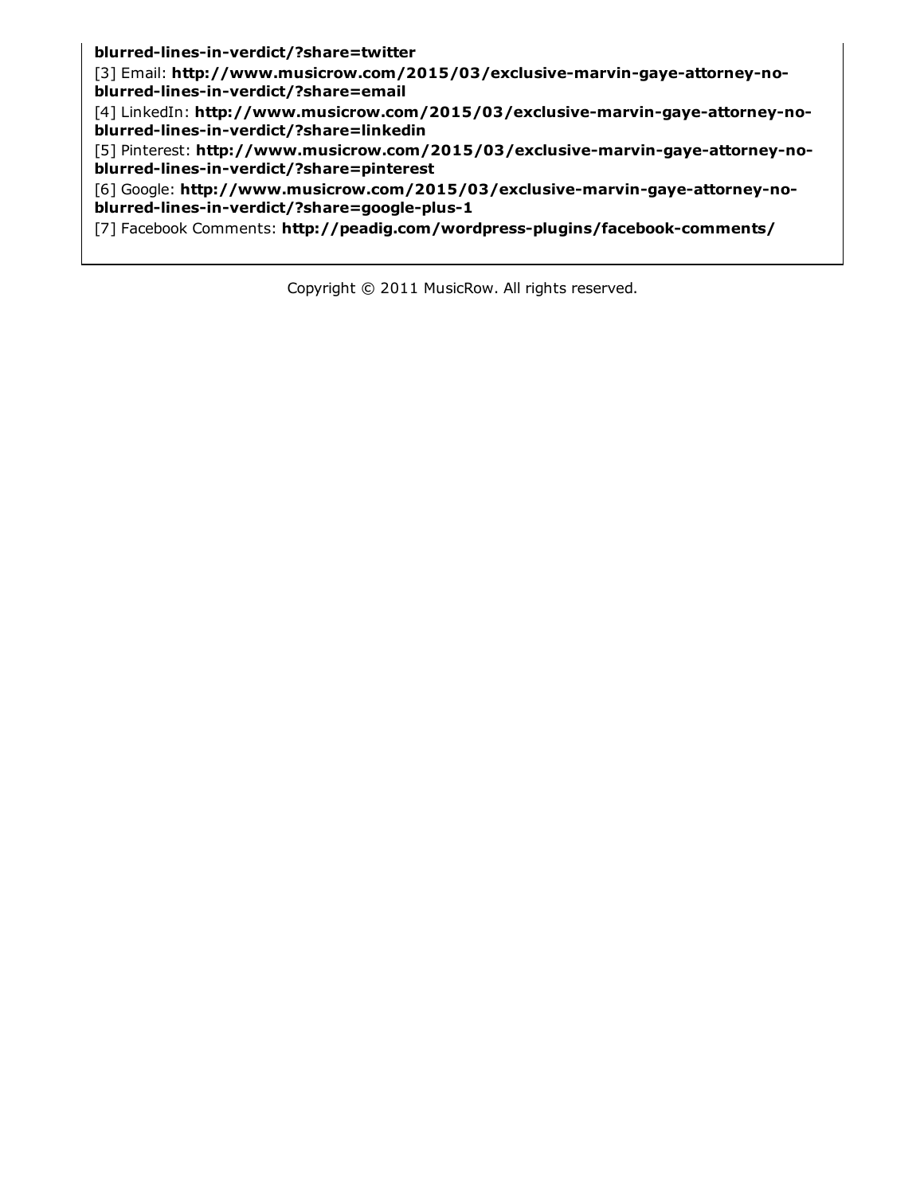**blurred-lines-in-verdict/?share=twitter**

[3] Email: **http://www.musicrow.com/2015/03/exclusive-marvin-gaye-attorney-no-blurred-lines-in-verdict/?share=email**

[4] LinkedIn: **http://www.musicrow.com/2015/03/exclusive-marvin-gaye-attorney-no-blurred-lines-in-verdict/?share=linkedin**

[5] Pinterest: **http://www.musicrow.com/2015/03/exclusive-marvin-gaye-attorney-no-blurred-lines-in-verdict/?share=pinterest**

[6] Google: **http://www.musicrow.com/2015/03/exclusive-marvin-gaye-attorney-no-blurred-lines-in-verdict/?share=google-plus-1**

[7] Facebook Comments: **http://peadig.com/wordpress-plugins/facebook-comments/**

Copyright © 2011 MusicRow. All rights reserved.